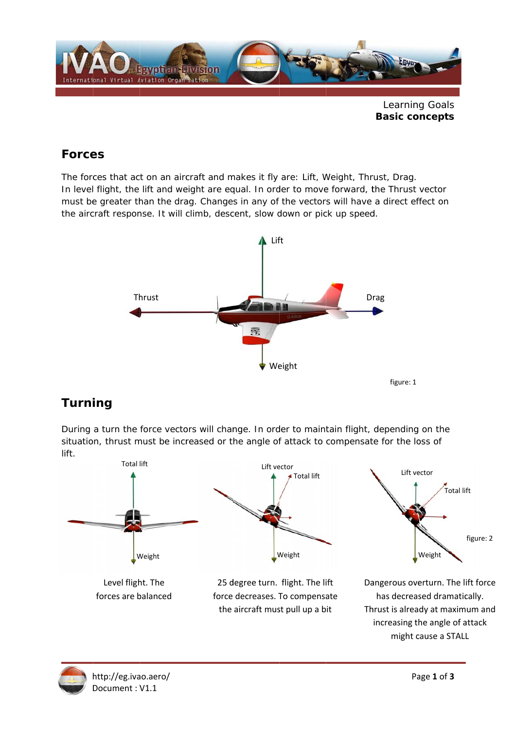Learning Goals
**Basic concepts**

## Forces

The forces that act on an aircraft and makes it fly are: Lift, Weight, Thrust, Drag.
In level flight, the lift and weight are equal. In order to move forward, the Thrust vector must be greater than the drag. Changes in any of the vectors will have a direct effect on the aircraft response. It will climb, descent, slow down or pick up speed.

figure: 1

## Turning

During a turn the force vectors will change. In order to maintain flight, depending on the situation, thrust must be increased or the angle of attack to compensate for the loss of lift.

figure: 2

Level flight. The forces are balanced

25 degree turn. flight. The lift force decreases. To compensate the aircraft must pull up a bit

Dangerous overturn. The lift force has decreased dramatically. Thrust is already at maximum and increasing the angle of attack might cause a STALL

http://eg.ivao.aero/
Document : V1.1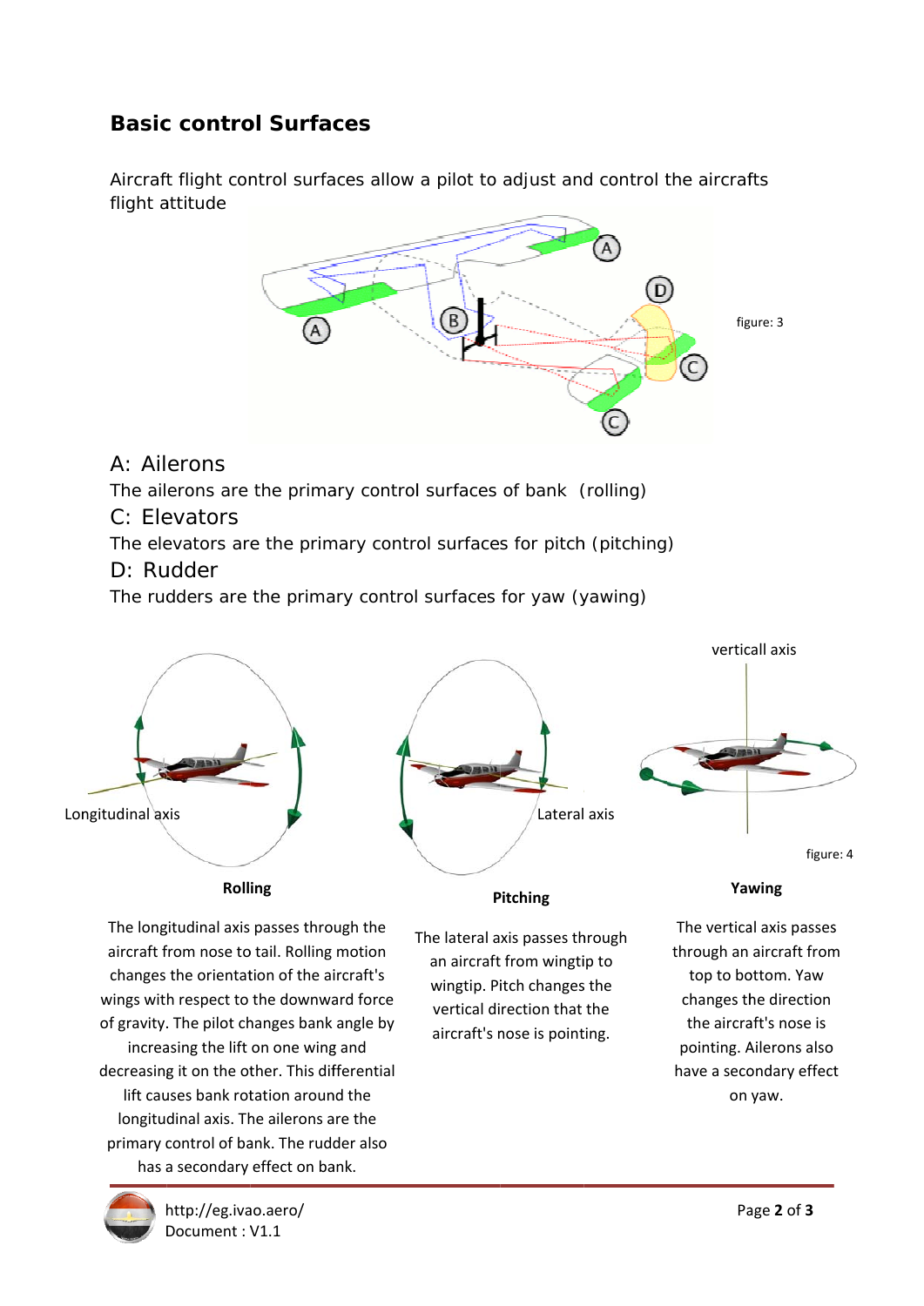## Basic control Surfaces

Aircraft flight control surfaces allow a pilot to adjust and control the aircrafts flight attitude

figure: 3

A: Ailerons

The ailerons are the primary control surfaces of bank (rolling)

C: Elevators

The elevators are the primary control surfaces for pitch (pitching)

D: Rudder

The rudders are the primary control surfaces for yaw (yawing)

figure: 4

**Rolling**

The longitudinal axis passes through the aircraft from nose to tail. Rolling motion changes the orientation of the aircraft's wings with respect to the downward force of gravity. The pilot changes bank angle by increasing the lift on one wing and decreasing it on the other. This differential lift causes bank rotation around the longitudinal axis. The ailerons are the primary control of bank. The rudder also has a secondary effect on bank.

**Pitching**

The lateral axis passes through an aircraft from wingtip to wingtip. Pitch changes the vertical direction that the aircraft's nose is pointing.

**Yawing**

The vertical axis passes through an aircraft from top to bottom. Yaw changes the direction the aircraft's nose is pointing. Ailerons also have a secondary effect on yaw.

http://eg.ivao.aero/
Document : V1.1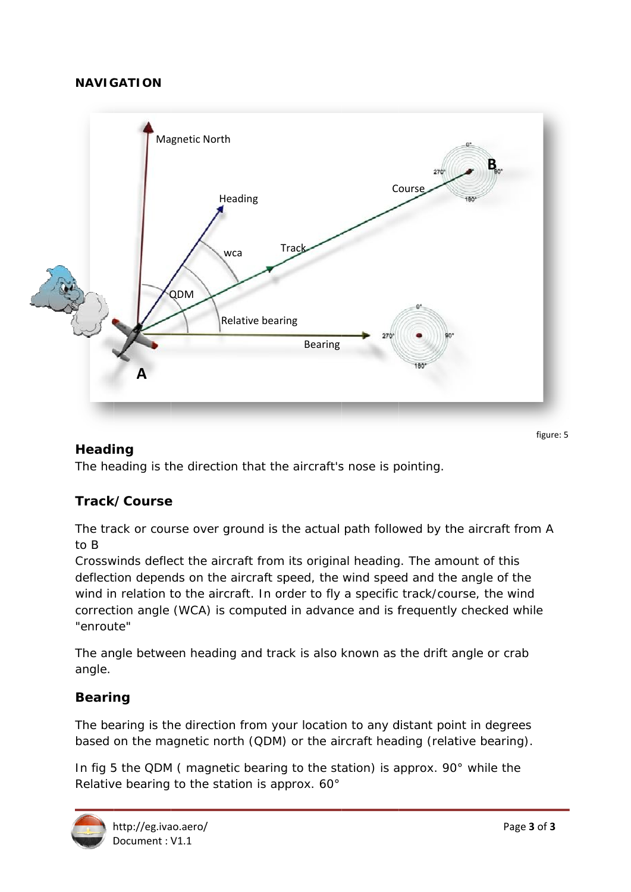**NAVIGATION**

Magnetic North

Heading

Course

Track

wca

QDM

Relative bearing

Bearing

A

B

figure: 5

### Heading

The heading is the direction that the aircraft's nose is pointing.

### Track/Course

The track or course over ground is the actual path followed by the aircraft from A to B

Crosswinds deflect the aircraft from its original heading. The amount of this deflection depends on the aircraft speed, the wind speed and the angle of the wind in relation to the aircraft. In order to fly a specific track/course, the wind correction angle (WCA) is computed in advance and is frequently checked while "enroute"

The angle between heading and track is also known as the drift angle or crab angle.

### Bearing

The bearing is the direction from your location to any distant point in degrees based on the magnetic north (QDM) or the aircraft heading (relative bearing).

In fig 5 the QDM ( magnetic bearing to the station) is approx. 90° while the Relative bearing to the station is approx. 60°